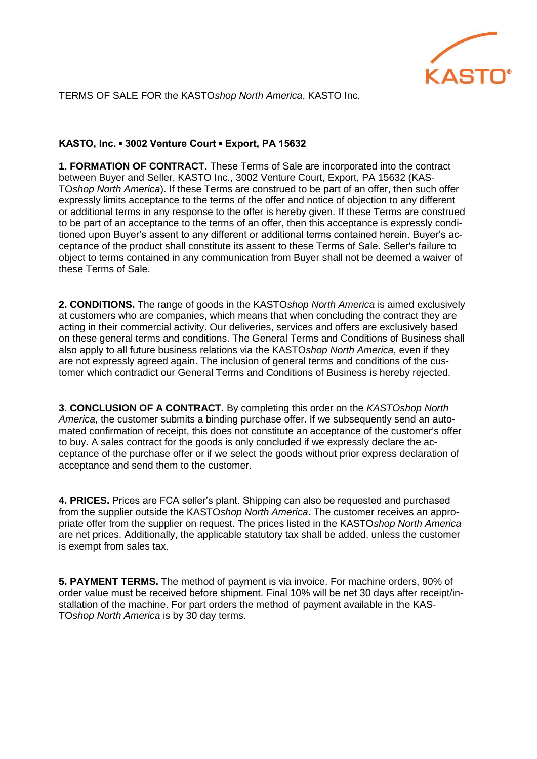TERMS OF SALE FOR the KASTO*shop North America*, KASTO Inc.

**KASTO, Inc. ▪ 3002 Venture Court ▪ Export, PA 15632**

**1. FORMATION OF CONTRACT.** These Terms of Sale are incorporated into the contract between Buyer and Seller, KASTO Inc., 3002 Venture Court, Export, PA 15632 (KASTO*shop North America*). If these Terms are construed to be part of an offer, then such offer expressly limits acceptance to the terms of the offer and notice of objection to any different or additional terms in any response to the offer is hereby given. If these Terms are construed to be part of an acceptance to the terms of an offer, then this acceptance is expressly conditioned upon Buyer's assent to any different or additional terms contained herein. Buyer's acceptance of the product shall constitute its assent to these Terms of Sale. Seller's failure to object to terms contained in any communication from Buyer shall not be deemed a waiver of these Terms of Sale.

**2. CONDITIONS.** The range of goods in the KASTO*shop North America* is aimed exclusively at customers who are companies, which means that when concluding the contract they are acting in their commercial activity. Our deliveries, services and offers are exclusively based on these general terms and conditions. The General Terms and Conditions of Business shall also apply to all future business relations via the KASTO*shop North America*, even if they are not expressly agreed again. The inclusion of general terms and conditions of the customer which contradict our General Terms and Conditions of Business is hereby rejected.

**3. CONCLUSION OF A CONTRACT.** By completing this order on the *KASTOshop North America*, the customer submits a binding purchase offer. If we subsequently send an automated confirmation of receipt, this does not constitute an acceptance of the customer's offer to buy. A sales contract for the goods is only concluded if we expressly declare the acceptance of the purchase offer or if we select the goods without prior express declaration of acceptance and send them to the customer.

**4. PRICES.** Prices are FCA seller's plant. Shipping can also be requested and purchased from the supplier outside the KASTO*shop North America*. The customer receives an appropriate offer from the supplier on request. The prices listed in the KASTO*shop North America* are net prices. Additionally, the applicable statutory tax shall be added, unless the customer is exempt from sales tax.

**5. PAYMENT TERMS.** The method of payment is via invoice. For machine orders, 90% of order value must be received before shipment. Final 10% will be net 30 days after receipt/installation of the machine. For part orders the method of payment available in the KASTO*shop North America* is by 30 day terms.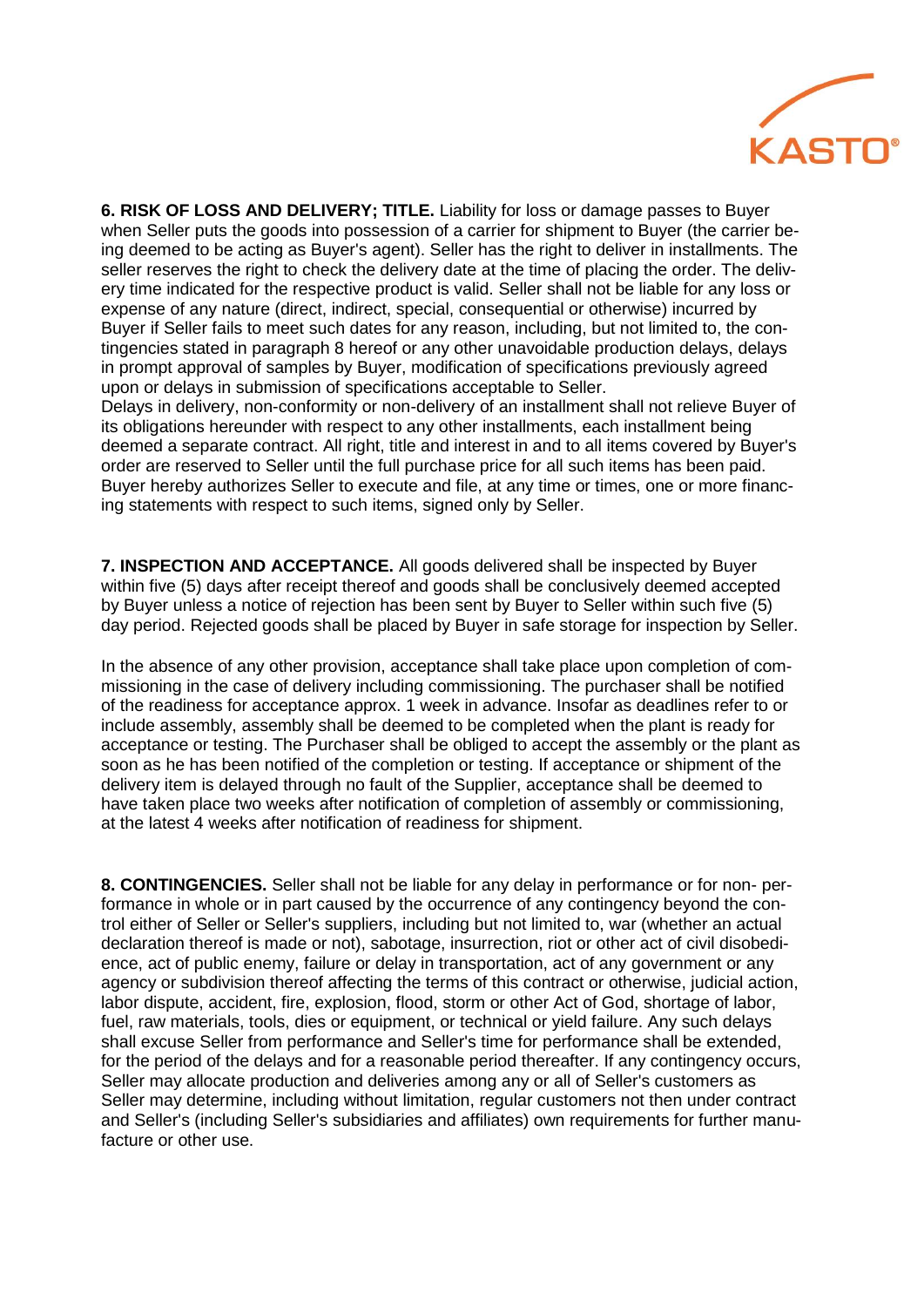**6. RISK OF LOSS AND DELIVERY; TITLE.** Liability for loss or damage passes to Buyer when Seller puts the goods into possession of a carrier for shipment to Buyer (the carrier being deemed to be acting as Buyer's agent). Seller has the right to deliver in installments. The seller reserves the right to check the delivery date at the time of placing the order. The delivery time indicated for the respective product is valid. Seller shall not be liable for any loss or expense of any nature (direct, indirect, special, consequential or otherwise) incurred by Buyer if Seller fails to meet such dates for any reason, including, but not limited to, the contingencies stated in paragraph 8 hereof or any other unavoidable production delays, delays in prompt approval of samples by Buyer, modification of specifications previously agreed upon or delays in submission of specifications acceptable to Seller.
Delays in delivery, non-conformity or non-delivery of an installment shall not relieve Buyer of its obligations hereunder with respect to any other installments, each installment being deemed a separate contract. All right, title and interest in and to all items covered by Buyer's order are reserved to Seller until the full purchase price for all such items has been paid. Buyer hereby authorizes Seller to execute and file, at any time or times, one or more financing statements with respect to such items, signed only by Seller.

**7. INSPECTION AND ACCEPTANCE.** All goods delivered shall be inspected by Buyer within five (5) days after receipt thereof and goods shall be conclusively deemed accepted by Buyer unless a notice of rejection has been sent by Buyer to Seller within such five (5) day period. Rejected goods shall be placed by Buyer in safe storage for inspection by Seller.

In the absence of any other provision, acceptance shall take place upon completion of commissioning in the case of delivery including commissioning. The purchaser shall be notified of the readiness for acceptance approx. 1 week in advance. Insofar as deadlines refer to or include assembly, assembly shall be deemed to be completed when the plant is ready for acceptance or testing. The Purchaser shall be obliged to accept the assembly or the plant as soon as he has been notified of the completion or testing. If acceptance or shipment of the delivery item is delayed through no fault of the Supplier, acceptance shall be deemed to have taken place two weeks after notification of completion of assembly or commissioning, at the latest 4 weeks after notification of readiness for shipment.

**8. CONTINGENCIES.** Seller shall not be liable for any delay in performance or for non- performance in whole or in part caused by the occurrence of any contingency beyond the control either of Seller or Seller's suppliers, including but not limited to, war (whether an actual declaration thereof is made or not), sabotage, insurrection, riot or other act of civil disobedience, act of public enemy, failure or delay in transportation, act of any government or any agency or subdivision thereof affecting the terms of this contract or otherwise, judicial action, labor dispute, accident, fire, explosion, flood, storm or other Act of God, shortage of labor, fuel, raw materials, tools, dies or equipment, or technical or yield failure. Any such delays shall excuse Seller from performance and Seller's time for performance shall be extended, for the period of the delays and for a reasonable period thereafter. If any contingency occurs, Seller may allocate production and deliveries among any or all of Seller's customers as Seller may determine, including without limitation, regular customers not then under contract and Seller's (including Seller's subsidiaries and affiliates) own requirements for further manufacture or other use.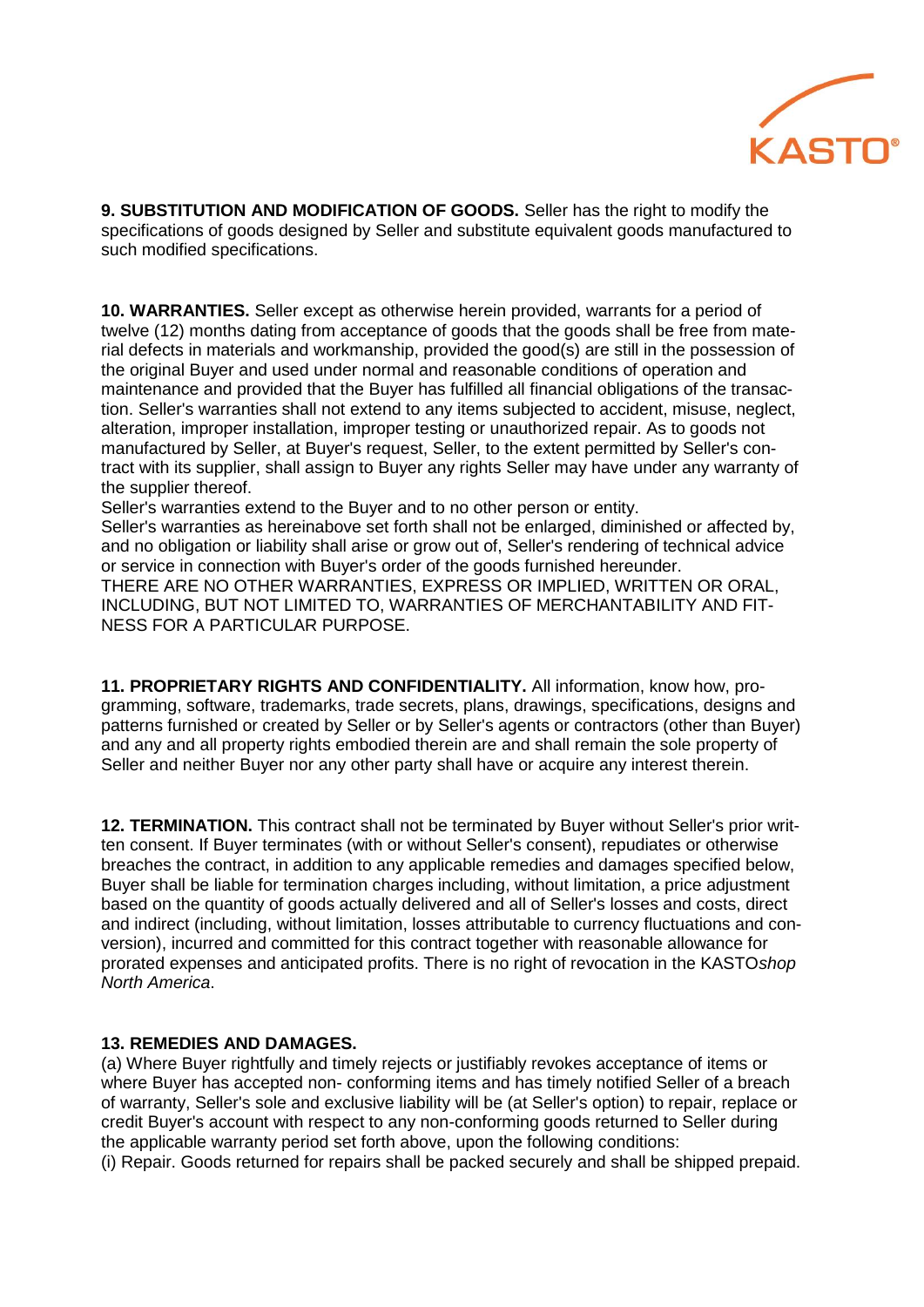**9. SUBSTITUTION AND MODIFICATION OF GOODS.** Seller has the right to modify the specifications of goods designed by Seller and substitute equivalent goods manufactured to such modified specifications.

**10. WARRANTIES.** Seller except as otherwise herein provided, warrants for a period of twelve (12) months dating from acceptance of goods that the goods shall be free from material defects in materials and workmanship, provided the good(s) are still in the possession of the original Buyer and used under normal and reasonable conditions of operation and maintenance and provided that the Buyer has fulfilled all financial obligations of the transaction. Seller's warranties shall not extend to any items subjected to accident, misuse, neglect, alteration, improper installation, improper testing or unauthorized repair. As to goods not manufactured by Seller, at Buyer's request, Seller, to the extent permitted by Seller's contract with its supplier, shall assign to Buyer any rights Seller may have under any warranty of the supplier thereof.

Seller's warranties extend to the Buyer and to no other person or entity.

Seller's warranties as hereinabove set forth shall not be enlarged, diminished or affected by, and no obligation or liability shall arise or grow out of, Seller's rendering of technical advice or service in connection with Buyer's order of the goods furnished hereunder.

THERE ARE NO OTHER WARRANTIES, EXPRESS OR IMPLIED, WRITTEN OR ORAL, INCLUDING, BUT NOT LIMITED TO, WARRANTIES OF MERCHANTABILITY AND FITNESS FOR A PARTICULAR PURPOSE.

**11. PROPRIETARY RIGHTS AND CONFIDENTIALITY.** All information, know how, programming, software, trademarks, trade secrets, plans, drawings, specifications, designs and patterns furnished or created by Seller or by Seller's agents or contractors (other than Buyer) and any and all property rights embodied therein are and shall remain the sole property of Seller and neither Buyer nor any other party shall have or acquire any interest therein.

**12. TERMINATION.** This contract shall not be terminated by Buyer without Seller's prior written consent. If Buyer terminates (with or without Seller's consent), repudiates or otherwise breaches the contract, in addition to any applicable remedies and damages specified below, Buyer shall be liable for termination charges including, without limitation, a price adjustment based on the quantity of goods actually delivered and all of Seller's losses and costs, direct and indirect (including, without limitation, losses attributable to currency fluctuations and conversion), incurred and committed for this contract together with reasonable allowance for prorated expenses and anticipated profits. There is no right of revocation in the KASTO*shop North America*.

**13. REMEDIES AND DAMAGES.**

(a) Where Buyer rightfully and timely rejects or justifiably revokes acceptance of items or where Buyer has accepted non- conforming items and has timely notified Seller of a breach of warranty, Seller's sole and exclusive liability will be (at Seller's option) to repair, replace or credit Buyer's account with respect to any non-conforming goods returned to Seller during the applicable warranty period set forth above, upon the following conditions:

(i) Repair. Goods returned for repairs shall be packed securely and shall be shipped prepaid.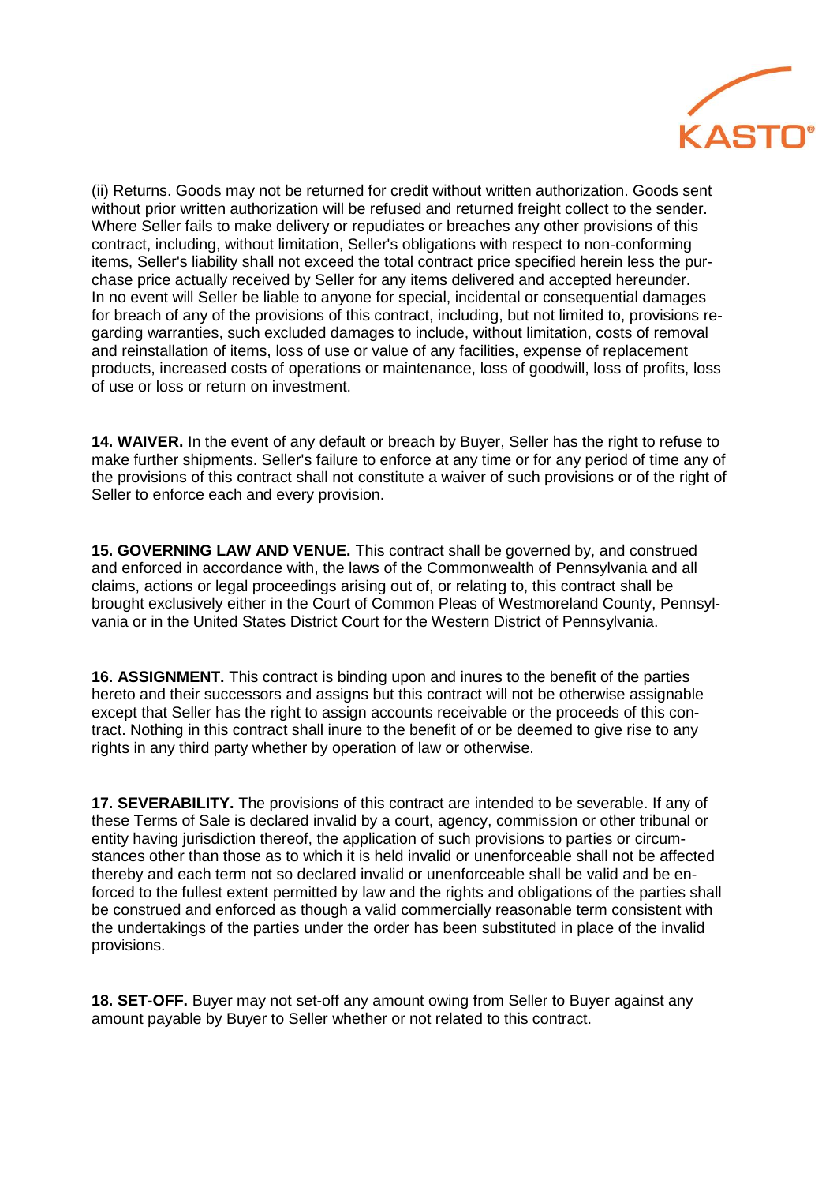(ii) Returns. Goods may not be returned for credit without written authorization. Goods sent without prior written authorization will be refused and returned freight collect to the sender. Where Seller fails to make delivery or repudiates or breaches any other provisions of this contract, including, without limitation, Seller's obligations with respect to non-conforming items, Seller's liability shall not exceed the total contract price specified herein less the purchase price actually received by Seller for any items delivered and accepted hereunder. In no event will Seller be liable to anyone for special, incidental or consequential damages for breach of any of the provisions of this contract, including, but not limited to, provisions regarding warranties, such excluded damages to include, without limitation, costs of removal and reinstallation of items, loss of use or value of any facilities, expense of replacement products, increased costs of operations or maintenance, loss of goodwill, loss of profits, loss of use or loss or return on investment.

**14. WAIVER.** In the event of any default or breach by Buyer, Seller has the right to refuse to make further shipments. Seller's failure to enforce at any time or for any period of time any of the provisions of this contract shall not constitute a waiver of such provisions or of the right of Seller to enforce each and every provision.

**15. GOVERNING LAW AND VENUE.** This contract shall be governed by, and construed and enforced in accordance with, the laws of the Commonwealth of Pennsylvania and all claims, actions or legal proceedings arising out of, or relating to, this contract shall be brought exclusively either in the Court of Common Pleas of Westmoreland County, Pennsylvania or in the United States District Court for the Western District of Pennsylvania.

**16. ASSIGNMENT.** This contract is binding upon and inures to the benefit of the parties hereto and their successors and assigns but this contract will not be otherwise assignable except that Seller has the right to assign accounts receivable or the proceeds of this contract. Nothing in this contract shall inure to the benefit of or be deemed to give rise to any rights in any third party whether by operation of law or otherwise.

**17. SEVERABILITY.** The provisions of this contract are intended to be severable. If any of these Terms of Sale is declared invalid by a court, agency, commission or other tribunal or entity having jurisdiction thereof, the application of such provisions to parties or circumstances other than those as to which it is held invalid or unenforceable shall not be affected thereby and each term not so declared invalid or unenforceable shall be valid and be enforced to the fullest extent permitted by law and the rights and obligations of the parties shall be construed and enforced as though a valid commercially reasonable term consistent with the undertakings of the parties under the order has been substituted in place of the invalid provisions.

**18. SET-OFF.** Buyer may not set-off any amount owing from Seller to Buyer against any amount payable by Buyer to Seller whether or not related to this contract.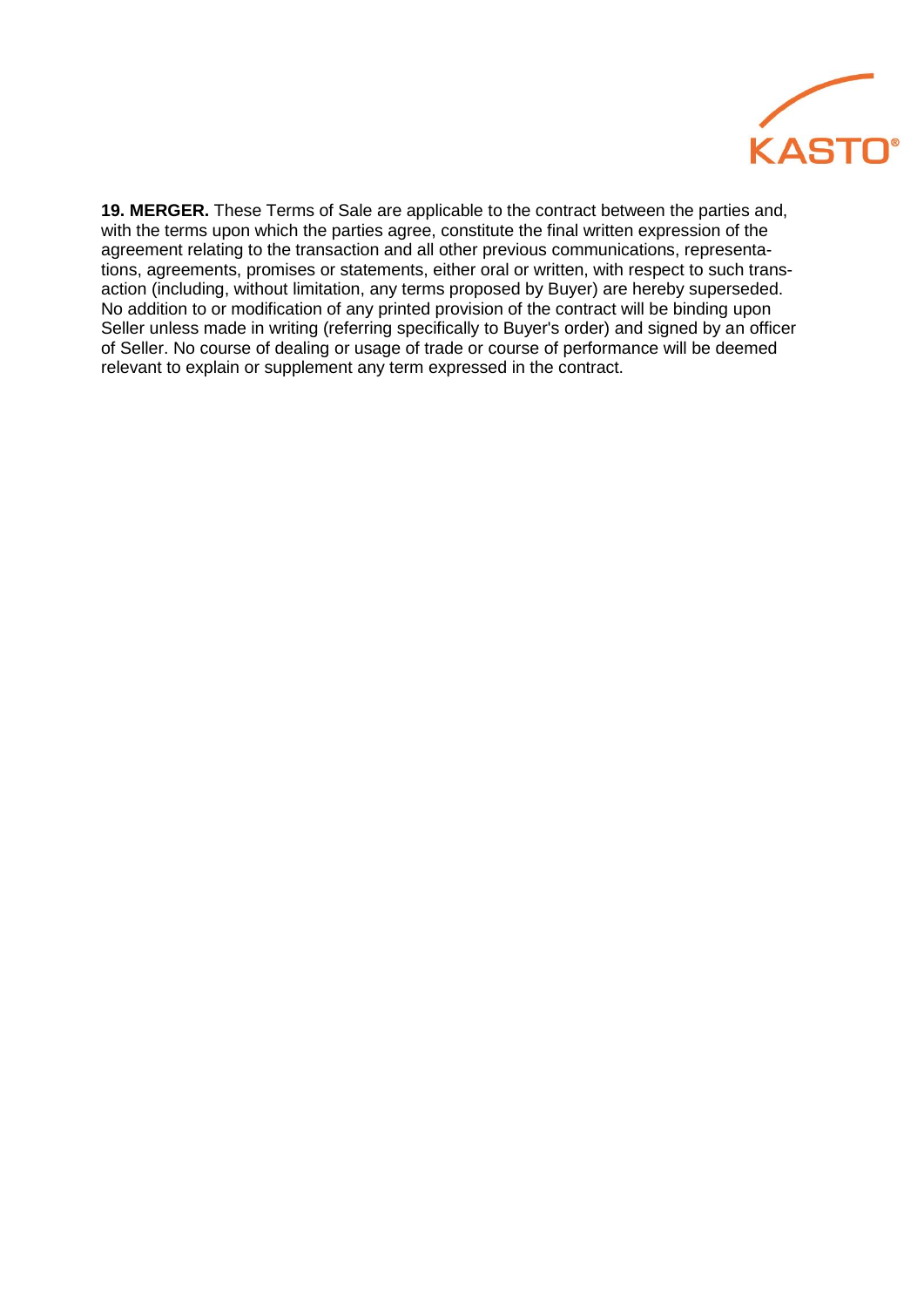**19. MERGER.** These Terms of Sale are applicable to the contract between the parties and, with the terms upon which the parties agree, constitute the final written expression of the agreement relating to the transaction and all other previous communications, representations, agreements, promises or statements, either oral or written, with respect to such transaction (including, without limitation, any terms proposed by Buyer) are hereby superseded. No addition to or modification of any printed provision of the contract will be binding upon Seller unless made in writing (referring specifically to Buyer's order) and signed by an officer of Seller. No course of dealing or usage of trade or course of performance will be deemed relevant to explain or supplement any term expressed in the contract.